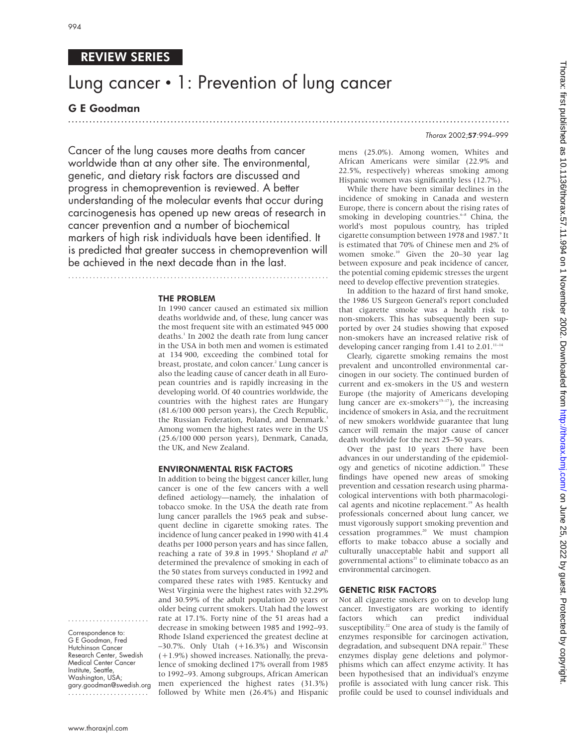## REVIEW SERIES

# Lung cancer • 1: Prevention of lung cancer

### G E Goodman

Cancer of the lung causes more deaths from cancer worldwide than at any other site. The environmental, genetic, and dietary risk factors are discussed and progress in chemoprevention is reviewed. A better understanding of the molecular events that occur during carcinogenesis has opened up new areas of research in cancer prevention and a number of biochemical markers of high risk individuals have been identified. It is predicted that greater success in chemoprevention will be achieved in the next decade than in the last.

## THE PROBLEM

In 1990 cancer caused an estimated six million deaths worldwide and, of these, lung cancer was the most frequent site with an estimated 945 000 deaths.[1] In 2002 the death rate from lung cancer in the USA in both men and women is estimated at 134 900, exceeding the combined total for breast, prostate, and colon cancer.[2] Lung cancer is also the leading cause of cancer death in all European countries and is rapidly increasing in the developing world. Of 40 countries worldwide, the countries with the highest rates are Hungary (81.6/100 000 person years), the Czech Republic, the Russian Federation, Poland, and Denmark.[3] Among women the highest rates were in the US (25.6/100 000 person years), Denmark, Canada, the UK, and New Zealand.

## ENVIRONMENTAL RISK FACTORS

In addition to being the biggest cancer killer, lung cancer is one of the few cancers with a well defined aetiology—namely, the inhalation of tobacco smoke. In the USA the death rate from lung cancer parallels the 1965 peak and subsequent decline in cigarette smoking rates. The incidence of lung cancer peaked in 1990 with 41.4 deaths per 1000 person years and has since fallen, reaching a rate of 39.8 in 1995.[4] Shopland *et al*[5] determined the prevalence of smoking in each of the 50 states from surveys conducted in 1992 and compared these rates with 1985. Kentucky and West Virginia were the highest rates with 32.29% and 30.59% of the adult population 20 years or older being current smokers. Utah had the lowest rate at 17.1%. Forty nine of the 51 areas had a decrease in smoking between 1985 and 1992–93. Rhode Island experienced the greatest decline at –30.7%. Only Utah (+16.3%) and Wisconsin (+1.9%) showed increases. Nationally, the prevalence of smoking declined 17% overall from 1985 to 1992–93. Among subgroups, African American men experienced the highest rates (31.3%) followed by White men (26.4%) and Hispanic mens (25.0%). Among women, Whites and African Americans were similar (22.9% and 22.5%, respectively) whereas smoking among Hispanic women was significantly less (12.7%).

While there have been similar declines in the incidence of smoking in Canada and western Europe, there is concern about the rising rates of smoking in developing countries.[6–8] China, the world's most populous country, has tripled cigarette consumption between 1978 and 1987.[9] It is estimated that 70% of Chinese men and 2% of women smoke.[10] Given the 20–30 year lag between exposure and peak incidence of cancer, the potential coming epidemic stresses the urgent need to develop effective prevention strategies.

In addition to the hazard of first hand smoke, the 1986 US Surgeon General's report concluded that cigarette smoke was a health risk to non-smokers. This has subsequently been supported by over 24 studies showing that exposed non-smokers have an increased relative risk of developing cancer ranging from 1.41 to 2.01.[11–14]

Clearly, cigarette smoking remains the most prevalent and uncontrolled environmental carcinogen in our society. The continued burden of current and ex-smokers in the US and western Europe (the majority of Americans developing lung cancer are ex-smokers[15–17]), the increasing incidence of smokers in Asia, and the recruitment of new smokers worldwide guarantee that lung cancer will remain the major cause of cancer death worldwide for the next 25–50 years.

Over the past 10 years there have been advances in our understanding of the epidemiology and genetics of nicotine addiction.[18] These findings have opened new areas of smoking prevention and cessation research using pharmacological interventions with both pharmacological agents and nicotine replacement.[19] As health professionals concerned about lung cancer, we must vigorously support smoking prevention and cessation programmes.[20] We must champion efforts to make tobacco abuse a socially and culturally unacceptable habit and support all governmental actions[21] to eliminate tobacco as an environmental carcinogen.

## GENETIC RISK FACTORS

Not all cigarette smokers go on to develop lung cancer. Investigators are working to identify factors which can predict individual susceptibility.[22] One area of study is the family of enzymes responsible for carcinogen activation, degradation, and subsequent DNA repair.[23] These enzymes display gene deletions and polymorphisms which can affect enzyme activity. It has been hypothesised that an individual's enzyme profile is associated with lung cancer risk. This profile could be used to counsel individuals and

Correspondence to: G E Goodman, Fred Hutchinson Cancer Research Center, Swedish Medical Center Cancer Institute, Seattle, Washington, USA; gary.goodman@swedish.org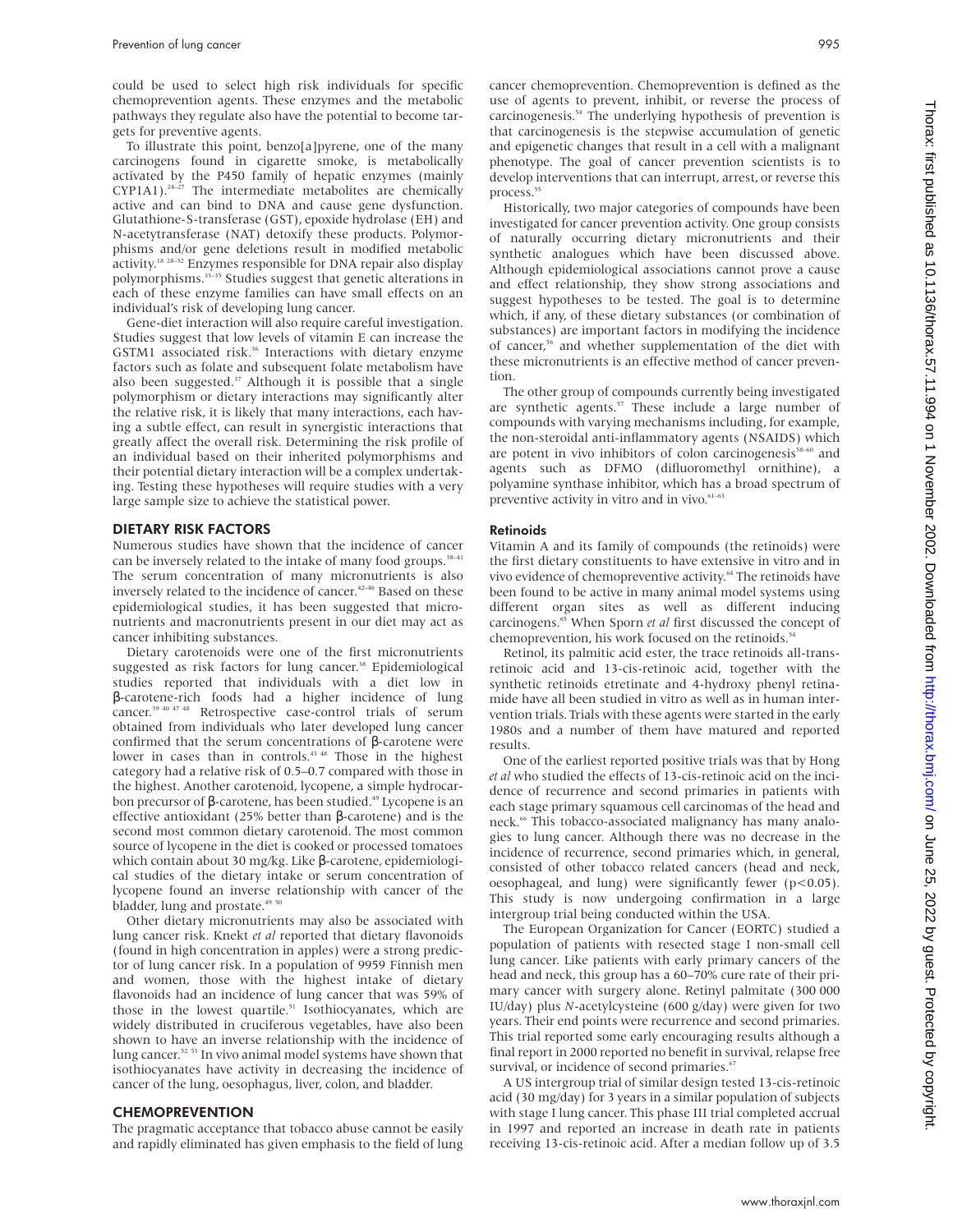could be used to select high risk individuals for specific chemoprevention agents. These enzymes and the metabolic pathways they regulate also have the potential to become targets for preventive agents.

To illustrate this point, benzo[a]pyrene, one of the many carcinogens found in cigarette smoke, is metabolically activated by the P450 family of hepatic enzymes (mainly CYP1A1).[24–27] The intermediate metabolites are chemically active and can bind to DNA and cause gene dysfunction. Glutathione-S-transferase (GST), epoxide hydrolase (EH) and N-acetyltransferase (NAT) detoxify these products. Polymorphisms and/or gene deletions result in modified metabolic activity.[18 28–32] Enzymes responsible for DNA repair also display polymorphisms.[33–35] Studies suggest that genetic alterations in each of these enzyme families can have small effects on an individual's risk of developing lung cancer.

Gene-diet interaction will also require careful investigation. Studies suggest that low levels of vitamin E can increase the GSTM1 associated risk.[36] Interactions with dietary enzyme factors such as folate and subsequent folate metabolism have also been suggested.[37] Although it is possible that a single polymorphism or dietary interactions may significantly alter the relative risk, it is likely that many interactions, each having a subtle effect, can result in synergistic interactions that greatly affect the overall risk. Determining the risk profile of an individual based on their inherited polymorphisms and their potential dietary interaction will be a complex undertaking. Testing these hypotheses will require studies with a very large sample size to achieve the statistical power.

## DIETARY RISK FACTORS

Numerous studies have shown that the incidence of cancer can be inversely related to the intake of many food groups.[38–41] The serum concentration of many micronutrients is also inversely related to the incidence of cancer.[42–46] Based on these epidemiological studies, it has been suggested that micronutrients and macronutrients present in our diet may act as cancer inhibiting substances.

Dietary carotenoids were one of the first micronutrients suggested as risk factors for lung cancer.[38] Epidemiological studies reported that individuals with a diet low in β-carotene-rich foods had a higher incidence of lung cancer.[39 40 47 48] Retrospective case-control trials of serum obtained from individuals who later developed lung cancer confirmed that the serum concentrations of β-carotene were lower in cases than in controls.[43 48] Those in the highest category had a relative risk of 0.5–0.7 compared with those in the highest. Another carotenoid, lycopene, a simple hydrocarbon precursor of β-carotene, has been studied.[49] Lycopene is an effective antioxidant (25% better than β-carotene) and is the second most common dietary carotenoid. The most common source of lycopene in the diet is cooked or processed tomatoes which contain about 30 mg/kg. Like β-carotene, epidemiological studies of the dietary intake or serum concentration of lycopene found an inverse relationship with cancer of the bladder, lung and prostate.[49 50]

Other dietary micronutrients may also be associated with lung cancer risk. Knekt *et al* reported that dietary flavonoids (found in high concentration in apples) were a strong predictor of lung cancer risk. In a population of 9959 Finnish men and women, those with the highest intake of dietary flavonoids had an incidence of lung cancer that was 59% of those in the lowest quartile.[51] Isothiocyanates, which are widely distributed in cruciferous vegetables, have also been shown to have an inverse relationship with the incidence of lung cancer.[52 53] In vivo animal model systems have shown that isothiocyanates have activity in decreasing the incidence of cancer of the lung, oesophagus, liver, colon, and bladder.

## CHEMOPREVENTION

The pragmatic acceptance that tobacco abuse cannot be easily and rapidly eliminated has given emphasis to the field of lung cancer chemoprevention. Chemoprevention is defined as the use of agents to prevent, inhibit, or reverse the process of carcinogenesis.[54] The underlying hypothesis of prevention is that carcinogenesis is the stepwise accumulation of genetic and epigenetic changes that result in a cell with a malignant phenotype. The goal of cancer prevention scientists is to develop interventions that can interrupt, arrest, or reverse this process.[55]

Historically, two major categories of compounds have been investigated for cancer prevention activity. One group consists of naturally occurring dietary micronutrients and their synthetic analogues which have been discussed above. Although epidemiological associations cannot prove a cause and effect relationship, they show strong associations and suggest hypotheses to be tested. The goal is to determine which, if any, of these dietary substances (or combination of substances) are important factors in modifying the incidence of cancer,[56] and whether supplementation of the diet with these micronutrients is an effective method of cancer prevention.

The other group of compounds currently being investigated are synthetic agents.[57] These include a large number of compounds with varying mechanisms including, for example, the non-steroidal anti-inflammatory agents (NSAIDS) which are potent in vivo inhibitors of colon carcinogenesis[58–60] and agents such as DFMO (difluoromethyl ornithine), a polyamine synthase inhibitor, which has a broad spectrum of preventive activity in vitro and in vivo.[61–63]

### Retinoids

Vitamin A and its family of compounds (the retinoids) were the first dietary constituents to have extensive in vitro and in vivo evidence of chemopreventive activity.[64] The retinoids have been found to be active in many animal model systems using different organ sites as well as different inducing carcinogens.[65] When Sporn *et al* first discussed the concept of chemoprevention, his work focused on the retinoids.[54]

Retinol, its palmitic acid ester, the trace retinoids all-trans-retinoic acid and 13-cis-retinoic acid, together with the synthetic retinoids etretinate and 4-hydroxy phenyl retinamide have all been studied in vitro as well as in human intervention trials. Trials with these agents were started in the early 1980s and a number of them have matured and reported results.

One of the earliest reported positive trials was that by Hong *et al* who studied the effects of 13-cis-retinoic acid on the incidence of recurrence and second primaries in patients with each stage primary squamous cell carcinomas of the head and neck.[66] This tobacco-associated malignancy has many analogies to lung cancer. Although there was no decrease in the incidence of recurrence, second primaries which, in general, consisted of other tobacco related cancers (head and neck, oesophageal, and lung) were significantly fewer ($p<0.05$). This study is now undergoing confirmation in a large intergroup trial being conducted within the USA.

The European Organization for Cancer (EORTC) studied a population of patients with resected stage I non-small cell lung cancer. Like patients with early primary cancers of the head and neck, this group has a 60–70% cure rate of their primary cancer with surgery alone. Retinyl palmitate (300 000 IU/day) plus *N*-acetylcysteine (600 g/day) were given for two years. Their end points were recurrence and second primaries. This trial reported some early encouraging results although a final report in 2000 reported no benefit in survival, relapse free survival, or incidence of second primaries.[67]

A US intergroup trial of similar design tested 13-cis-retinoic acid (30 mg/day) for 3 years in a similar population of subjects with stage I lung cancer. This phase III trial completed accrual in 1997 and reported an increase in death rate in patients receiving 13-cis-retinoic acid. After a median follow up of 3.5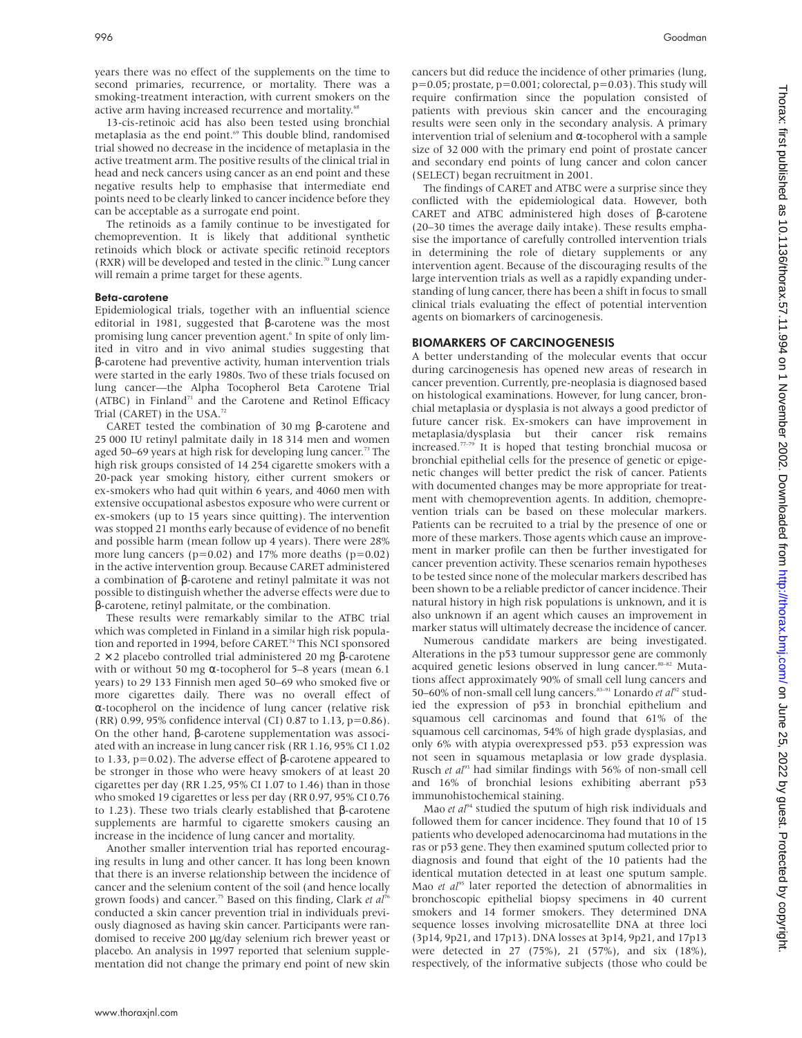years there was no effect of the supplements on the time to second primaries, recurrence, or mortality. There was a smoking-treatment interaction, with current smokers on the active arm having increased recurrence and mortality.[68]

13-cis-retinoic acid has also been tested using bronchial metaplasia as the end point.[69] This double blind, randomised trial showed no decrease in the incidence of metaplasia in the active treatment arm. The positive results of the clinical trial in head and neck cancers using cancer as an end point and these negative results help to emphasise that intermediate end points need to be clearly linked to cancer incidence before they can be acceptable as a surrogate end point.

The retinoids as a family continue to be investigated for chemoprevention. It is likely that additional synthetic retinoids which block or activate specific retinoid receptors (RXR) will be developed and tested in the clinic.[70] Lung cancer will remain a prime target for these agents.

### Beta-carotene

Epidemiological trials, together with an influential science editorial in 1981, suggested that β-carotene was the most promising lung cancer prevention agent.[6] In spite of only limited in vitro and in vivo animal studies suggesting that β-carotene had preventive activity, human intervention trials were started in the early 1980s. Two of these trials focused on lung cancer—the Alpha Tocopherol Beta Carotene Trial (ATBC) in Finland[71] and the Carotene and Retinol Efficacy Trial (CARET) in the USA.[72]

CARET tested the combination of 30 mg β-carotene and 25 000 IU retinyl palmitate daily in 18 314 men and women aged 50–69 years at high risk for developing lung cancer.[73] The high risk groups consisted of 14 254 cigarette smokers with a 20-pack year smoking history, either current smokers or ex-smokers who had quit within 6 years, and 4060 men with extensive occupational asbestos exposure who were current or ex-smokers (up to 15 years since quitting). The intervention was stopped 21 months early because of evidence of no benefit and possible harm (mean follow up 4 years). There were 28% more lung cancers ($p=0.02$) and 17% more deaths ($p=0.02$) in the active intervention group. Because CARET administered a combination of β-carotene and retinyl palmitate it was not possible to distinguish whether the adverse effects were due to β-carotene, retinyl palmitate, or the combination.

These results were remarkably similar to the ATBC trial which was completed in Finland in a similar high risk population and reported in 1994, before CARET.[74] This NCI sponsored $2 \times 2$ placebo controlled trial administered 20 mg β-carotene with or without 50 mg α-tocopherol for 5–8 years (mean 6.1 years) to 29 133 Finnish men aged 50–69 who smoked five or more cigarettes daily. There was no overall effect of α-tocopherol on the incidence of lung cancer (relative risk (RR) 0.99, 95% confidence interval (CI) 0.87 to 1.13, $p=0.86$). On the other hand, β-carotene supplementation was associated with an increase in lung cancer risk (RR 1.16, 95% CI 1.02 to 1.33, $p=0.02$). The adverse effect of β-carotene appeared to be stronger in those who were heavy smokers of at least 20 cigarettes per day (RR 1.25, 95% CI 1.07 to 1.46) than in those who smoked 19 cigarettes or less per day (RR 0.97, 95% CI 0.76 to 1.23). These two trials clearly established that β-carotene supplements are harmful to cigarette smokers causing an increase in the incidence of lung cancer and mortality.

Another smaller intervention trial has reported encouraging results in lung and other cancer. It has long been known that there is an inverse relationship between the incidence of cancer and the selenium content of the soil (and hence locally grown foods) and cancer.[75] Based on this finding, Clark *et al*[76] conducted a skin cancer prevention trial in individuals previously diagnosed as having skin cancer. Participants were randomised to receive 200 μg/day selenium rich brewer yeast or placebo. An analysis in 1997 reported that selenium supplementation did not change the primary end point of new skin cancers but did reduce the incidence of other primaries (lung, $p=0.05$; prostate, $p=0.001$; colorectal, $p=0.03$). This study will require confirmation since the population consisted of patients with previous skin cancer and the encouraging results were seen only in the secondary analysis. A primary intervention trial of selenium and α-tocopherol with a sample size of 32 000 with the primary end point of prostate cancer and secondary end points of lung cancer and colon cancer (SELECT) began recruitment in 2001.

The findings of CARET and ATBC were a surprise since they conflicted with the epidemiological data. However, both CARET and ATBC administered high doses of β-carotene (20–30 times the average daily intake). These results emphasise the importance of carefully controlled intervention trials in determining the role of dietary supplements or any intervention agent. Because of the discouraging results of the large intervention trials as well as a rapidly expanding understanding of lung cancer, there has been a shift in focus to small clinical trials evaluating the effect of potential intervention agents on biomarkers of carcinogenesis.

## BIOMARKERS OF CARCINOGENESIS

A better understanding of the molecular events that occur during carcinogenesis has opened new areas of research in cancer prevention. Currently, pre-neoplasia is diagnosed based on histological examinations. However, for lung cancer, bronchial metaplasia or dysplasia is not always a good predictor of future cancer risk. Ex-smokers can have improvement in metaplasia/dysplasia but their cancer risk remains increased.[77–79] It is hoped that testing bronchial mucosa or bronchial epithelial cells for the presence of genetic or epigenetic changes will better predict the risk of cancer. Patients with documented changes may be more appropriate for treatment with chemoprevention agents. In addition, chemoprevention trials can be based on these molecular markers. Patients can be recruited to a trial by the presence of one or more of these markers. Those agents which cause an improvement in marker profile can then be further investigated for cancer prevention activity. These scenarios remain hypotheses to be tested since none of the molecular markers described has been shown to be a reliable predictor of cancer incidence. Their natural history in high risk populations is unknown, and it is also unknown if an agent which causes an improvement in marker status will ultimately decrease the incidence of cancer.

Numerous candidate markers are being investigated. Alterations in the p53 tumour suppressor gene are commonly acquired genetic lesions observed in lung cancer.[80–82] Mutations affect approximately 90% of small cell lung cancers and 50–60% of non-small cell lung cancers.[83–91] Lonardo *et al*[92] studied the expression of p53 in bronchial epithelium and squamous cell carcinomas and found that 61% of the squamous cell carcinomas, 54% of high grade dysplasias, and only 6% with atypia overexpressed p53. p53 expression was not seen in squamous metaplasia or low grade dysplasia. Rusch *et al*[93] had similar findings with 56% of non-small cell and 16% of bronchial lesions exhibiting aberrant p53 immunohistochemical staining.

Mao *et al*[94] studied the sputum of high risk individuals and followed them for cancer incidence. They found that 10 of 15 patients who developed adenocarcinoma had mutations in the ras or p53 gene. They then examined sputum collected prior to diagnosis and found that eight of the 10 patients had the identical mutation detected in at least one sputum sample. Mao *et al*[95] later reported the detection of abnormalities in bronchoscopic epithelial biopsy specimens in 40 current smokers and 14 former smokers. They determined DNA sequence losses involving microsatellite DNA at three loci (3p14, 9p21, and 17p13). DNA losses at 3p14, 9p21, and 17p13 were detected in 27 (75%), 21 (57%), and six (18%), respectively, of the informative subjects (those who could be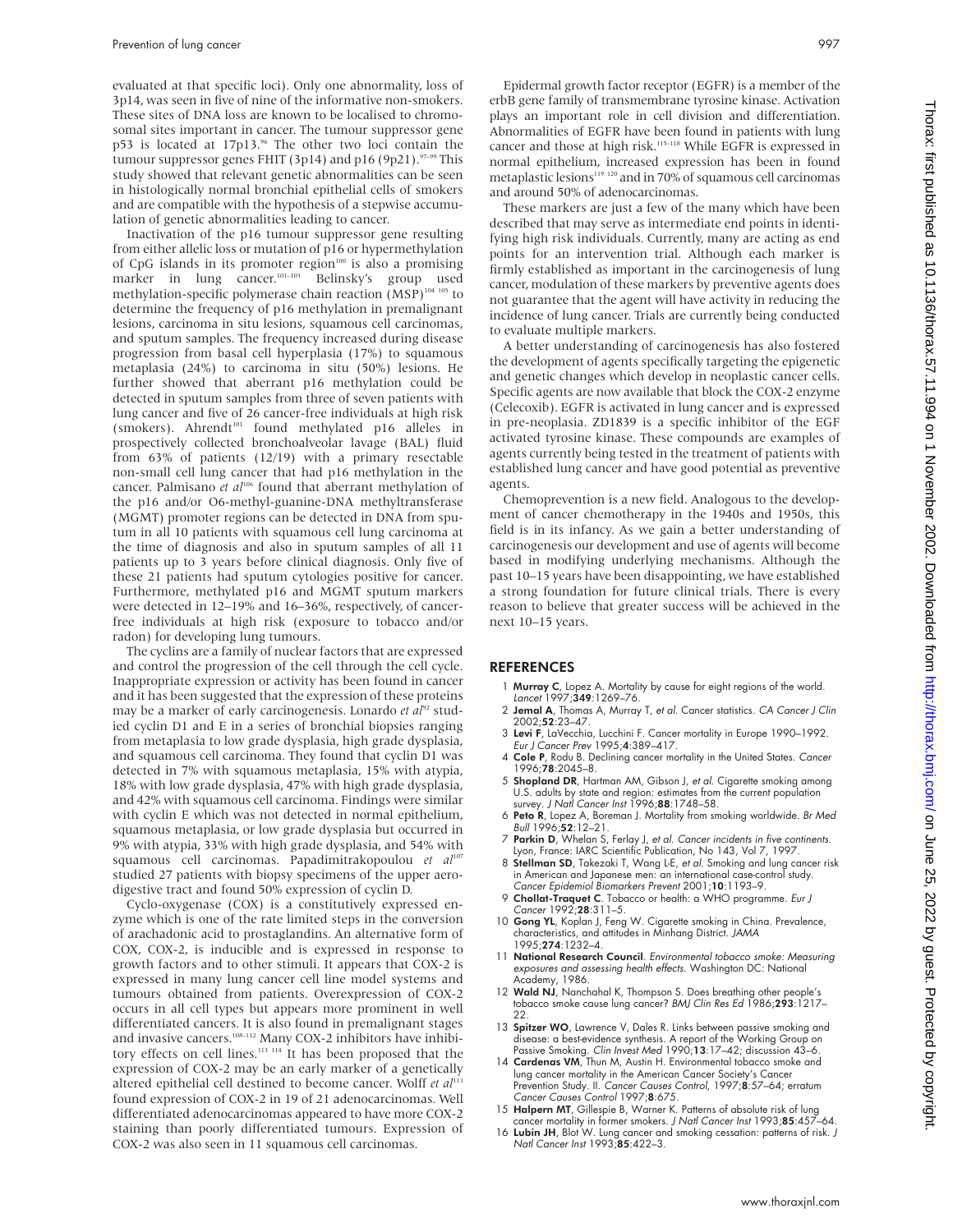evaluated at that specific loci). Only one abnormality, loss of 3p14, was seen in five of nine of the informative non-smokers. These sites of DNA loss are known to be localised to chromosomal sites important in cancer. The tumour suppressor gene p53 is located at 17p13.[96] The other two loci contain the tumour suppressor genes FHIT (3p14) and p16 (9p21).[97–99] This study showed that relevant genetic abnormalities can be seen in histologically normal bronchial epithelial cells of smokers and are compatible with the hypothesis of a stepwise accumulation of genetic abnormalities leading to cancer.

Inactivation of the p16 tumour suppressor gene resulting from either allelic loss or mutation of p16 or hypermethylation of CpG islands in its promoter region[100] is also a promising marker in lung cancer.[101–103] Belinsky's group used methylation-specific polymerase chain reaction (MSP)[104 105] to determine the frequency of p16 methylation in premalignant lesions, carcinoma in situ lesions, squamous cell carcinomas, and sputum samples. The frequency increased during disease progression from basal cell hyperplasia (17%) to squamous metaplasia (24%) to carcinoma in situ (50%) lesions. He further showed that aberrant p16 methylation could be detected in sputum samples from three of seven patients with lung cancer and five of 26 cancer-free individuals at high risk (smokers). Ahrendt[101] found methylated p16 alleles in prospectively collected bronchoalveolar lavage (BAL) fluid from 63% of patients (12/19) with a primary resectable non-small cell lung cancer that had p16 methylation in the cancer. Palmisano *et al*[106] found that aberrant methylation of the p16 and/or O6-methyl-guanine-DNA methyltransferase (MGMT) promoter regions can be detected in DNA from sputum in all 10 patients with squamous cell lung carcinoma at the time of diagnosis and also in sputum samples of all 11 patients up to 3 years before clinical diagnosis. Only five of these 21 patients had sputum cytologies positive for cancer. Furthermore, methylated p16 and MGMT sputum markers were detected in 12–19% and 16–36%, respectively, of cancer-free individuals at high risk (exposure to tobacco and/or radon) for developing lung tumours.

The cyclins are a family of nuclear factors that are expressed and control the progression of the cell through the cell cycle. Inappropriate expression or activity has been found in cancer and it has been suggested that the expression of these proteins may be a marker of early carcinogenesis. Lonardo *et al*[92] studied cyclin D1 and E in a series of bronchial biopsies ranging from metaplasia to low grade dysplasia, high grade dysplasia, and squamous cell carcinoma. They found that cyclin D1 was detected in 7% with squamous metaplasia, 15% with atypia, 18% with low grade dysplasia, 47% with high grade dysplasia, and 42% with squamous cell carcinoma. Findings were similar with cyclin E which was not detected in normal epithelium, squamous metaplasia, or low grade dysplasia but occurred in 9% with atypia, 33% with high grade dysplasia, and 54% with squamous cell carcinomas. Papadimitrakopoulou *et al*[107] studied 27 patients with biopsy specimens of the upper aerodigestive tract and found 50% expression of cyclin D.

Cyclo-oxygenase (COX) is a constitutively expressed enzyme which is one of the rate limited steps in the conversion of arachadonic acid to prostaglandins. An alternative form of COX, COX-2, is inducible and is expressed in response to growth factors and to other stimuli. It appears that COX-2 is expressed in many lung cancer cell line model systems and tumours obtained from patients. Overexpression of COX-2 occurs in all cell types but appears more prominent in well differentiated cancers. It is also found in premalignant stages and invasive cancers.[108–112] Many COX-2 inhibitors have inhibitory effects on cell lines.[113 114] It has been proposed that the expression of COX-2 may be an early marker of a genetically altered epithelial cell destined to become cancer. Wolff *et al*[111] found expression of COX-2 in 19 of 21 adenocarcinomas. Well differentiated adenocarcinomas appeared to have more COX-2 staining than poorly differentiated tumours. Expression of COX-2 was also seen in 11 squamous cell carcinomas.

Epidermal growth factor receptor (EGFR) is a member of the erbB gene family of transmembrane tyrosine kinase. Activation plays an important role in cell division and differentiation. Abnormalities of EGFR have been found in patients with lung cancer and those at high risk.[115–118] While EGFR is expressed in normal epithelium, increased expression has been in found metaplastic lesions[119 120] and in 70% of squamous cell carcinomas and around 50% of adenocarcinomas.

These markers are just a few of the many which have been described that may serve as intermediate end points in identifying high risk individuals. Currently, many are acting as end points for an intervention trial. Although each marker is firmly established as important in the carcinogenesis of lung cancer, modulation of these markers by preventive agents does not guarantee that the agent will have activity in reducing the incidence of lung cancer. Trials are currently being conducted to evaluate multiple markers.

A better understanding of carcinogenesis has also fostered the development of agents specifically targeting the epigenetic and genetic changes which develop in neoplastic cancer cells. Specific agents are now available that block the COX-2 enzyme (Celecoxib). EGFR is activated in lung cancer and is expressed in pre-neoplasia. ZD1839 is a specific inhibitor of the EGF activated tyrosine kinase. These compounds are examples of agents currently being tested in the treatment of patients with established lung cancer and have good potential as preventive agents.

Chemoprevention is a new field. Analogous to the development of cancer chemotherapy in the 1940s and 1950s, this field is in its infancy. As we gain a better understanding of carcinogenesis our development and use of agents will become based in modifying underlying mechanisms. Although the past 10–15 years have been disappointing, we have established a strong foundation for future clinical trials. There is every reason to believe that greater success will be achieved in the next 10–15 years.

## REFERENCES

1. **Murray C**, Lopez A. Mortality by cause for eight regions of the world. *Lancet* 1997;**349**:1269–76.
2. **Jemal A**, Thomas A, Murray T, *et al*. Cancer statistics. *CA Cancer J Clin* 2002;**52**:23–47.
3. **Levi F**, LaVecchia, Lucchini F. Cancer mortality in Europe 1990–1992. *Eur J Cancer Prev* 1995;**4**:389–417.
4. **Cole P**, Rodu B. Declining cancer mortality in the United States. *Cancer* 1996;**78**:2045–8.
5. **Shopland DR**, Hartman AM, Gibson J, *et al*. Cigarette smoking among U.S. adults by state and region: estimates from the current population survey. *J Natl Cancer Inst* 1996;**88**:1748–58.
6. **Peto R**, Lopez A, Boreman J. Mortality from smoking worldwide. *Br Med Bull* 1996;**52**:12–21.
7. **Parkin D**, Whelan S, Ferlay J, *et al*. *Cancer incidents in five continents*. Lyon, France: IARC Scientific Publication, No 143, Vol 7, 1997.
8. **Stellman SD**, Takezaki T, Wang L-E, *et al*. Smoking and lung cancer risk in American and Japanese men: an international case-control study. *Cancer Epidemiol Biomarkers Prevent* 2001;**10**:1193–9.
9. **Chollat-Traquet C**. Tobacco or health: a WHO programme. *Eur J Cancer* 1992;**28**:311–5.
10. **Gong YL**, Koplan J, Feng W. Cigarette smoking in China. Prevalence, characteristics, and attitudes in Minhang District. *JAMA* 1995;**274**:1232–4.
11. **National Research Council**. *Environmental tobacco smoke: Measuring exposures and assessing health effects*. Washington DC: National Academy, 1986.
12. **Wald NJ**, Nanchahal K, Thompson S. Does breathing other people's tobacco smoke cause lung cancer? *BMJ Clin Res Ed* 1986;**293**:1217–22.
13. **Spitzer WO**, Lawrence V, Dales R. Links between passive smoking and disease: a best-evidence synthesis. A report of the Working Group on Passive Smoking. *Clin Invest Med* 1990;**13**:17–42; discussion 43–6.
14. **Cardenas VM**, Thun M, Austin H. Environmental tobacco smoke and lung cancer mortality in the American Cancer Society's Cancer Prevention Study. II. *Cancer Causes Control*, 1997;**8**:57–64; erratum *Cancer Causes Control* 1997;**8**:675.
15. **Halpern MT**, Gillespie B, Warner K. Patterns of absolute risk of lung cancer mortality in former smokers. *J Natl Cancer Inst* 1993;**85**:457–64.
16. **Lubin JH**, Blot W. Lung cancer and smoking cessation: patterns of risk. *J Natl Cancer Inst* 1993;**85**:422–3.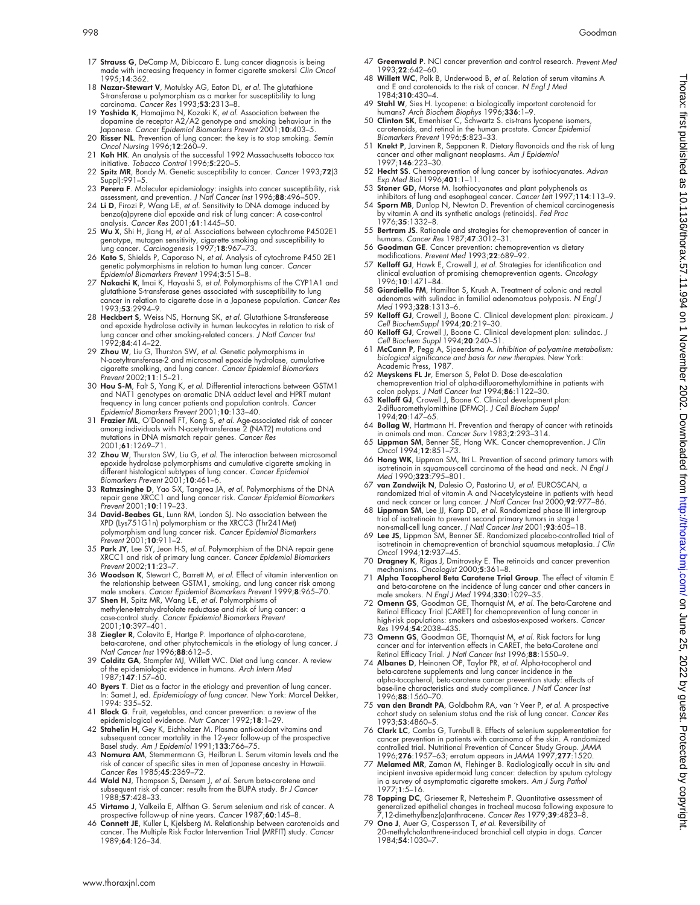17 **Strauss G**, DeCamp M, Dibiccaro E. Lung cancer diagnosis is being made with increasing frequency in former cigarette smokers! *Clin Oncol* 1995;**14**:362.

18 **Nazar-Stewart V**, Motulsky AG, Eaton DL, *et al*. The glutathione S-transferase u polymorphism as a marker for susceptibility to lung carcinoma. *Cancer Res* 1993;**53**:2313–8.

19 **Yoshida K**, Hamajima N, Kozaki K, *et al*. Association between the dopamine de receptor A2/A2 genotype and smoking behaviour in the Japanese. *Cancer Epidemiol Biomarkers Prevent* 2001;**10**:403–5.

20 **Risser NL**. Prevention of lung cancer: the key is to stop smoking. *Semin Oncol Nursing* 1996;**12**:260–9.

21 **Koh HK**. An analysis of the successful 1992 Massachusetts tobacco tax initiative. *Tobacco Control* 1996;**5**:220–5.

22 **Spitz MR**, Bondy M. Genetic susceptibility to cancer. *Cancer* 1993;**72**(3 Suppl):991–5.

23 **Perera F**. Molecular epidemiology: insights into cancer susceptibility, risk assessment, and prevention. *J Natl Cancer Inst* 1996;**88**:496–509.

24 **Li D**, Firozi P, Wang L-E, *et al*. Sensitivity to DNA damage induced by benzo(a)pyrene diol epoxide and risk of lung cancer: A case-control analysis. *Cancer Res* 2001;**61**:1445–50.

25 **Wu X**, Shi H, Jiang H, *et al*. Associations between cytochrome P4502E1 genotype, mutagen sensitivity, cigarette smoking and susceptibility to lung cancer. *Carcinogenesis* 1997;**18**:967–73.

26 **Kato S**, Shields P, Caporaso N, *et al*. Analysis of cytochrome P450 2E1 genetic polymorphisms in relation to human lung cancer. *Cancer Epidemiol Biomarkers Prevent* 1994;**3**:515–8.

27 **Nakachi K**, Imai K, Hayashi S, *et al*. Polymorphisms of the CYP1A1 and glutathione S-transferase genes associated with susceptibility to lung cancer in relation to cigarette dose in a Japanese population. *Cancer Res* 1993;**53**:2994–9.

28 **Heckbert S**, Weiss NS, Hornung SK, *et al*. Glutathione S-transferease and epoxide hydrolase activity in human leukocytes in relation to risk of lung cancer and other smoking-related cancers. *J Natl Cancer Inst* 1992;**84**:414–22.

29 **Zhou W**, Liu G, Thurston SW, *et al*. Genetic polymorphisms in N-acetyltransferase-2 and microsomal epoxide hydrolase, cumulative cigarette smolking, and lung cancer. *Cancer Epidemiol Biomarkers Prevent* 2002;**11**:15–21.

30 **Hou S-M**, Falt S, Yang K, *et al*. Differential interactions between GSTM1 and NAT1 genotypes on aromatic DNA adduct level and HPRT mutant frequency in lung cancer patients and population controls. *Cancer Epidemiol Biomarkers Prevent* 2001;**10**:133–40.

31 **Frazier ML**, O'Donnell FT, Kong S, *et al*. Age-associated risk of cancer among individuals with N-acetyltransferase 2 (NAT2) mutations and mutations in DNA mismatch repair genes. *Cancer Res* 2001;**61**:1269–71.

32 **Zhou W**, Thurston SW, Liu G, *et al*. The interaction between microsomal epoxide hydrolase polymorphisms and cumulative cigarette smoking in different histological subtypes of lung cancer. *Cancer Epidemiol Biomarkers Prevent* 2001;**10**:461–6.

33 **Ratnzsinghe D**, Yao S-X, Tangrea JA, *et al*. Polymorphisms of the DNA repair gene XRCC1 and lung cancer risk. *Cancer Epidemiol Biomarkers Prevent* 2001;**10**:119–23.

34 **David-Beabes GL**, Lunn RM, London SJ. No association between the XPD (Lys751G1n) polymorphism or the XRCC3 (Thr241Met) polymorphism and lung cancer risk. *Cancer Epidemiol Biomarkers Prevent* 2001;**10**:911–2.

35 **Park JY**, Lee SY, Jeon H-S, *et al*. Polymorphism of the DNA repair gene XRCC1 and risk of primary lung cancer. *Cancer Epidemiol Biomarkers Prevent* 2002;**11**:23–7.

36 **Woodson K**, Stewart C, Barrett M, *et al*. Effect of vitamin intervention on the relationship between GSTM1, smoking, and lung cancer risk among male smokers. *Cancer Epidemiol Biomarkers Prevent* 1999;**8**:965–70.

37 **Shen H**, Spitz MR, Wang L-E, *et al*. Polymorphisms of methylene-tetrahydrofolate reductase and risk of lung cancer: a case-control study. *Cancer Epidemiol Biomarkers Prevent* 2001;**10**:397–401.

38 **Ziegler R**, Colavito E, Hartge P. Importance of alpha-carotene, beta-carotene, and other phytochemicals in the etiology of lung cancer. *J Natl Cancer Inst* 1996;**88**:612–5.

39 **Colditz GA**, Stampfer MJ, Willett WC. Diet and lung cancer. A review of the epidemiologic evidence in humans. *Arch Intern Med* 1987;**147**:157–60.

40 **Byers T**. Diet as a factor in the etiology and prevention of lung cancer. In: Samet J, ed. *Epidemiology of lung cancer*. New York: Marcel Dekker, 1994: 335–52.

41 **Block G**. Fruit, vegetables, and cancer prevention: a review of the epidemiological evidence. *Nutr Cancer* 1992;**18**:1–29.

42 **Stahelin H**, Gey K, Eichholzer M. Plasma anti-oxidant vitamins and subsequent cancer mortality in the 12-year follow-up of the prospective Basel study. *Am J Epidemiol* 1991;**133**:766–75.

43 **Nomura AM**, Stemmermann G, Heilbrun L. Serum vitamin levels and the risk of cancer of specific sites in men of Japanese ancestry in Hawaii. *Cancer Res* 1985;**45**:2369–72.

44 **Wald NJ**, Thompson S, Densem J, *et al*. Serum beta-carotene and subsequent risk of cancer: results from the BUPA study. *Br J Cancer* 1988;**57**:428–33.

45 **Virtamo J**, Valkeila E, Alfthan G. Serum selenium and risk of cancer. A prospective follow-up of nine years. *Cancer* 1987;**60**:145–8.

46 **Connett JE**, Kuller L, Kjelsberg M. Relationship between carotenoids and cancer. The Multiple Risk Factor Intervention Trial (MRFIT) study. *Cancer* 1989;**64**:126–34.

47 **Greenwald P**. NCI cancer prevention and control research. *Prevent Med* 1993;**22**:642–60.

48 **Willett WC**, Polk B, Underwood B, *et al*. Relation of serum vitamins A and E and carotenoids to the risk of cancer. *N Engl J Med* 1984;**310**:430–4.

49 **Stahl W**, Sies H. Lycopene: a biologically important carotenoid for humans? *Arch Biochem Biophys* 1996;**336**:1–9.

50 **Clinton SK**, Emenhiser C, Schwartz S. cis-trans lycopene isomers, carotenoids, and retinol in the human prostate. *Cancer Epidemiol Biomarkers Prevent* 1996;**5**:823–33.

51 **Knekt P**, Jarvinen R, Seppanen R. Dietary flavonoids and the risk of lung cancer and other malignant neoplasms. *Am J Epidemiol* 1997;**146**:223–30.

52 **Hecht SS**. Chemoprevention of lung cancer by isothiocyanates. *Advan Exp Med Biol* 1996;**401**:1–11.

53 **Stoner GD**, Morse M. Isothiocyanates and plant polyphenols as inhibitors of lung and esophageal cancer. *Cancer Lett* 1997;**114**:113–9.

54 **Sporn MB**, Dunlop N, Newton D. Prevention of chemical carcinogenesis by vitamin A and its synthetic analogs (retinoids). *Fed Proc* 1976;**35**:1332–8.

55 **Bertram JS**. Rationale and strategies for chemoprevention of cancer in humans. *Cancer Res* 1987;**47**:3012–31.

56 **Goodman GE**. Cancer prevention: chemoprevention vs dietary modifications. *Prevent Med* 1993;**22**:689–92.

57 **Kelloff GJ**, Hawk E, Crowell J, *et al*. Strategies for identification and clinical evaluation of promising chemoprevention agents. *Oncology* 1996;**10**:1471–84.

58 **Giardiello FM**, Hamilton S, Krush A. Treatment of colonic and rectal adenomas with sulindac in familial adenomatous polyposis. *N Engl J Med* 1993;**328**:1313–6.

59 **Kelloff GJ**, Crowell J, Boone C. Clinical development plan: piroxicam. *J Cell BiochemSuppl* 1994;**20**:219–30.

60 **Kelloff GJ**, Crowell J, Boone C. Clinical development plan: sulindac. *J Cell Biochem Suppl* 1994;**20**:240–51.

61 **McCann P**, Pegg A, Sjoeerdsma A. *Inhibition of polyamine metabolism: biological significance and basis for new therapies*. New York: Academic Press, 1987.

62 **Meyskens FL Jr**, Emerson S, Pelot D. Dose de-escalation chemoprevention trial of alpha-difluoromethylornithine in patients with colon polyps. *J Natl Cancer Inst* 1994;**86**:1122–30.

63 **Kelloff GJ**, Crowell J, Boone C. Clinical development plan: 2-difluoromethylornithine (DFMO). *J Cell Biochem Suppl* 1994;**20**:147–65.

64 **Bollag W**, Hartmann H. Prevention and therapy of cancer with retinoids in animals and man. *Cancer Surv* 1983;**2**:293–314.

65 **Lippman SM**, Benner SE, Hong WK. Cancer chemoprevention. *J Clin Oncol* 1994;**12**:851–73.

66 **Hong WK**, Lippman SM, Itri L. Prevention of second primary tumors with isotretinoin in squamous-cell carcinoma of the head and neck. *N Engl J Med* 1990;**323**:795–801.

67 **van Zandwijk N**, Dalesio O, Pastorino U, *et al*. EUROSCAN, a randomized trial of vitamin A and N-acetylcysteine in patients with head and neck cancer or lung cancer. *J Natl Cancer Inst* 2000;**92**:977–86.

68 **Lippman SM**, Lee JJ, Karp DD, *et al*. Randomized phase III intergroup trial of isotretinoin to prevent second primary tumors in stage I non-small-cell lung cancer. *J Natl Cancer Inst* 2001;**93**:605–18.

69 **Lee JS**, Lippman SM, Benner SE. Randomized placebo-controlled trial of isotretinoin in chemoprevention of bronchial squamous metaplasia. *J Clin Oncol* 1994;**12**:937–45.

70 **Dragney K**, Rigas J, Dmitrovsky E. The retinoids and cancer prevention mechanisms. *Oncologist* 2000;**5**:361–8.

71 **Alpha Tocopherol Beta Carotene Trial Group**. The effect of vitamin E and beta-carotene on the incidence of lung cancer and other cancers in male smokers. *N Engl J Med* 1994;**330**:1029–35.

72 **Omenn GS**, Goodman GE, Thornquist M, *et al*. The beta-Carotene and Retinol Efficacy Trial (CARET) for chemoprevention of lung cancer in high-risk populations: smokers and asbestos-exposed workers. *Cancer Res* 1994;**54**:2038–43S.

73 **Omenn GS**, Goodman GE, Thornquist M, *et al*. Risk factors for lung cancer and for intervention effects in CARET, the beta-Carotene and Retinol Efficacy Trial. *J Natl Cancer Inst* 1996;**88**:1550–9.

74 **Albanes D**, Heinonen OP, Taylor PR, *et al*. Alpha-tocopherol and beta-carotene supplements and lung cancer incidence in the alpha-tocopherol, beta-carotene cancer prevention study: effects of base-line characteristics and study compliance. *J Natl Cancer Inst* 1996;**88**:1560–70.

75 **van den Brandt PA**, Goldbohm RA, van 't Veer P, *et al*. A prospective cohort study on selenium status and the risk of lung cancer. *Cancer Res* 1993;**53**:4860–5.

76 **Clark LC**, Combs G, Turnbull B. Effects of selenium supplementation for cancer prevention in patients with carcinoma of the skin. A randomized controlled trial. Nutritional Prevention of Cancer Study Group. *JAMA* 1996;**276**:1957–63; erratum appears in *JAMA* 1997;**277**:1520.

77 **Melamed MR**, Zaman M, Flehinger B. Radiologically occult in situ and incipient invasive epidermoid lung cancer: detection by sputum cytology in a survey of asymptomatic cigarette smokers. *Am J Surg Pathol* 1977;**1**:5–16.

78 **Topping DC**, Griesemer R, Nettesheim P. Quantitative assessment of generalized epithelial changes in tracheal mucosa following exposure to 7,12-dimethylbenz(a)anthracene. *Cancer Res* 1979;**39**:4823–8.

79 **Ono J**, Auer G, Caspersson T, *et al*. Reversibility of 20-methylcholanthrene-induced bronchial cell atypia in dogs. *Cancer* 1984;**54**:1030–7.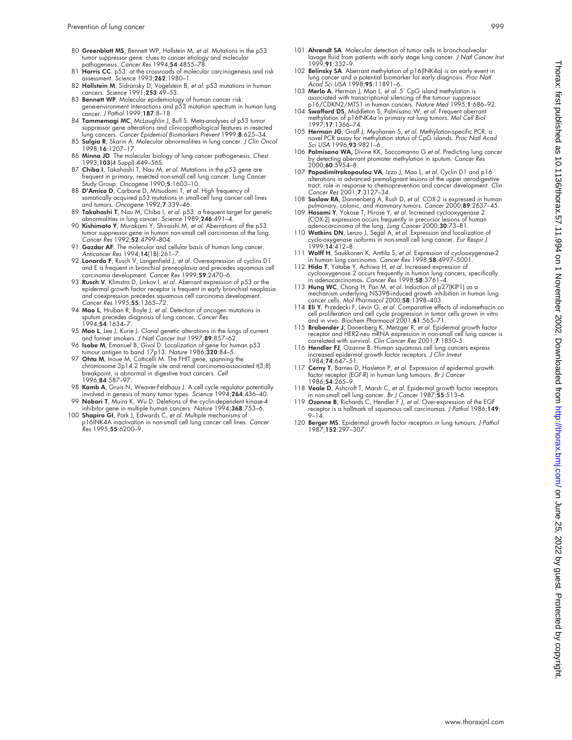80 **Greenblatt MS**, Bennett WP, Hollstein M, *et al*. Mutations in the p53 tumor suppressor gene: clues to cancer etiology and molecular pathogenesis. *Cancer Res* 1994;**54**:4855–78.

81 **Harris CC**. p53: at the crossroads of molecular carcinogenesis and risk assessment. *Science* 1993;**262**:1980–1.

82 **Hollstein M**, Sidransky D, Vogelstein B, *et al*. p53 mutations in human cancers. *Science* 1991;**253**:49–53.

83 **Bennett WP**. Molecular epidemiology of human cancer risk: gene-environment interactions and p53 mutation spectrum in human lung cancer. *J Pathol* 1999;**187**:8–18.

84 **Tammemagi MC**, McLaughlin J, Bull S. Meta-analyses of p53 tumor suppressor gene alterations and clinicopathological features in resected lung cancers. *Cancer Epidemiol Biomarkers Prevent* 1999;**8**:625–34.

85 **Salgia R**, Skarin A. Molecular abnormalities in lung cancer. *J Clin Oncol* 1998;**16**:1207–17.

86 **Minna JD**. The molecular biology of lung cancer pathogenesis. *Chest* 1993;**103**(4 Suppl):449–56S.

87 **Chiba I**, Takahashi T, Nau M, *et al*. Mutations in the p53 gene are frequent in primary, resected non-small cell lung cancer. Lung Cancer Study Group. *Oncogene* 1990;**5**:1603–10.

88 **D'Amico D**, Carbone D, Mitsudomi T, *et al*. High frequency of somatically acquired p53 mutations in small-cell lung cancer cell lines and tumors. *Oncogene* 1992;**7**:339–46.

89 **Takahashi T**, Nau M, Chiba I, *et al*. p53: a frequent target for genetic abnormalities in lung cancer. *Science* 1989;**246**:491–4.

90 **Kishimoto Y**, Murakami Y, Shiraishi M, *et al*. Aberrations of the p53 tumor suppressor gene in human non-small cell carcinomas of the lung. *Cancer Res* 1992;**52**:4799–804.

91 **Gazdar AF**. The molecular and cellular basis of human lung cancer. *Anticancer Res* 1994;**14**(1B):261–7.

92 **Lonardo F**, Rusch V, Langenfield J, *et al*. Overexpression of cyclins D1 and E is frequent in bronchial preneoplasia and precedes squamous cell carcinoma development. *Cancer Res* 1999;**59**:2470–6.

93 **Rusch V**, Klimstra D, Linkov I, *et al*. Aberrant expression of p53 or the epidermal growth factor receptor is frequent in early bronchial neoplasia and coexpression precedes squamous cell carcinoma development. *Cancer Res* 1995;**55**:1365–72.

94 **Mao L**, Hruban R, Boyle J, *et al*. Detection of oncogen mutations in sputum precedes diagnosis of lung cancer. *Cancer Res* 1994;**54**:1634–7.

95 **Mao L**, Lee J, Kurie J. Clonal genetic alterations in the lungs of current and former smokers. *J Natl Cancer Inst* 1997;**89**:857–62.

96 **Isobe M**, Emanuel B, Givol D. Localization of gene for human p53 tumour antigen to band 17p13. *Nature* 1986;**320**:84–5.

97 **Ohta M**, Inoue M, Cotticelli M. The FHIT gene, spanning the chromosome 3p14.2 fragile site and renal carcinoma-associated t(3;8) breakpoint, is abnormal in digestive tract cancers. *Cell* 1996;**84**:587–97.

98 **Kamb A**, Gruis N, Weaver-Feldhaus J. A cell cycle regulator potentially involved in genesis of many tumor types. *Science* 1994;**264**:436–40.

99 **Nobori T**, Muira K, Wu D. Deletions of the cyclin-dependent kinase-4 inhibitor gene in multiple human cancers. *Nature* 1994;**368**:753–6.

100 **Shapiro GI**, Park J, Edwards C, *et al*. Multiple mechanisms of p16INK4A inactivation in non-small cell lung cancer cell lines. *Cancer Res* 1995;**55**:6200–9.

101 **Ahrendt SA**. Molecular detection of tumor cells in bronchoalveolar lavage fluid from patients with early stage lung cancer. *J Natl Cancer Inst* 1999;**91**:332–9.

102 **Belinsky SA**. Aberrant methylation of p16(INK4a) is an early event in lung cancer and a potential biomarker for early diagnosis. *Proc Natl Acad Sci USA* 1998;**95**:11891–6.

103 **Merlo A**, Herman J, Mao L, *et al*. 5′ CpG island methylation is associated with transcriptional silencing of the tumour suppressor p16/CDKN2/MTS1 in human cancers. *Nature Med* 1995;**1**:686–92.

104 **Swafford DS**, Middleton S, Palmisano W, *et al*. Frequent aberrant methylation of p16INK4a in primary rat lung tumors. *Mol Cell Biol* 1997;**17**:1366–74.

105 **Herman JG**, Graff J, Myohanen S, *et al*. Methylation-specific PCR: a novel PCR assay for methylation status of CpG islands. *Proc Natl Acad Sci USA* 1996;**93**:9821–6.

106 **Palmisano WA,** Divine KK, Saccomanno G *et al*. Predicting lung cancer by detecting aberrant promoter methylation in sputum. *Cancer Res* 2000;**60**:5954–8.

107 **Papadimitrakopoulou VA**, Izzo J, Mao L, *et al*. Cyclin D1 and p16 alterations in advanced premalignant lesions of the upper aerodigestive tract: role in response to chemoprevention and cancer development. *Clin Cancer Res* 2001;**7**:3127–34.

108 **Soslow RA**, Dannenberg A, Rush D, *et al*. COX-2 is expressed in human pulmonary, colonic, and mammary tumors. *Cancer* 2000;**89**:2637–45.

109 **Hosomi Y**, Yokose T, Hirose Y, *et al*. Increased cyclooxygenase 2 (COX-2) expression occurs frequently in precursor lesions of human adenocarcinoma of the lung. *Lung Cancer* 2000;**30**:73–81.

110 **Watkins DN**, Lenzo J, Segal A, *et al*. Expression and localization of cyclo-oxygenase isoforms in non-small cell lung cancer. *Eur Respir J* 1999;**14**:412–8.

111 **Wolff H**, Saukkonen K, Anttila S, *et al*. Expression of cyclooxygenase-2 in human lung carcinoma. *Cancer Res* 1998;**58**:4997–5001.

112 **Hida T**, Yatabe Y, Achiwa H, *et al*. Increased expression of cyclooxygenase 2 occurs frequently in human lung cancers, specifically in adenocarcinomas. *Cancer Res* 1998;**58**:3761–4.

113 **Hung WC**, Chang H, Pan M, *et al*. Induction of p27(KIP1) as a mechanism underlying NS398-induced growth inhibition in human lung cancer cells. *Mol Pharmacol* 2000;**58**:1398–403.

114 **Eli Y**, Przedecki F, Levin G, *et al*. Comparative effects of indomethacin on cell proliferation and cell cycle progression in tumor cells grown in vitro and in vivo. *Biochem Pharmacol* 2001;**61**:565–71.

115 **Brabender J**, Danenberg K, Metzger R, *et al*. Epidermal growth factor receptor and HER2-neu mRNA expression in non-small cell lung cancer is correlated with survival. *Clin Cancer Res* 2001;**7**:1850–5.

116 **Hendler FJ**, Ozanne B. Human squamous cell lung cancers express increased epidermal growth factor receptors. *J Clin Invest* 1984;**74**:647–51.

117 **Cerny T**, Barnes D, Hasleton P, *et al*. Expression of epidermal growth factor receptor (EGF-R) in human lung tumours. *Br J Cancer* 1986;**54**:265–9.

118 **Veale D**, Ashcroft T, Marsh C, *et al*. Epidermal growth factor receptors in non-small cell lung cancer. *Br J Cancer* 1987;**55**:513–6.

119 **Ozanne B**, Richards C, Hendler F J, *et al*. Over-expression of the EGF receptor is a hallmark of squamous cell carcinomas. *J Pathol* 1986;**149**:9–14.

120 **Berger MS**. Epidermal growth factor receptors in lung tumours. *J Pathol* 1987;**152**:297–307.